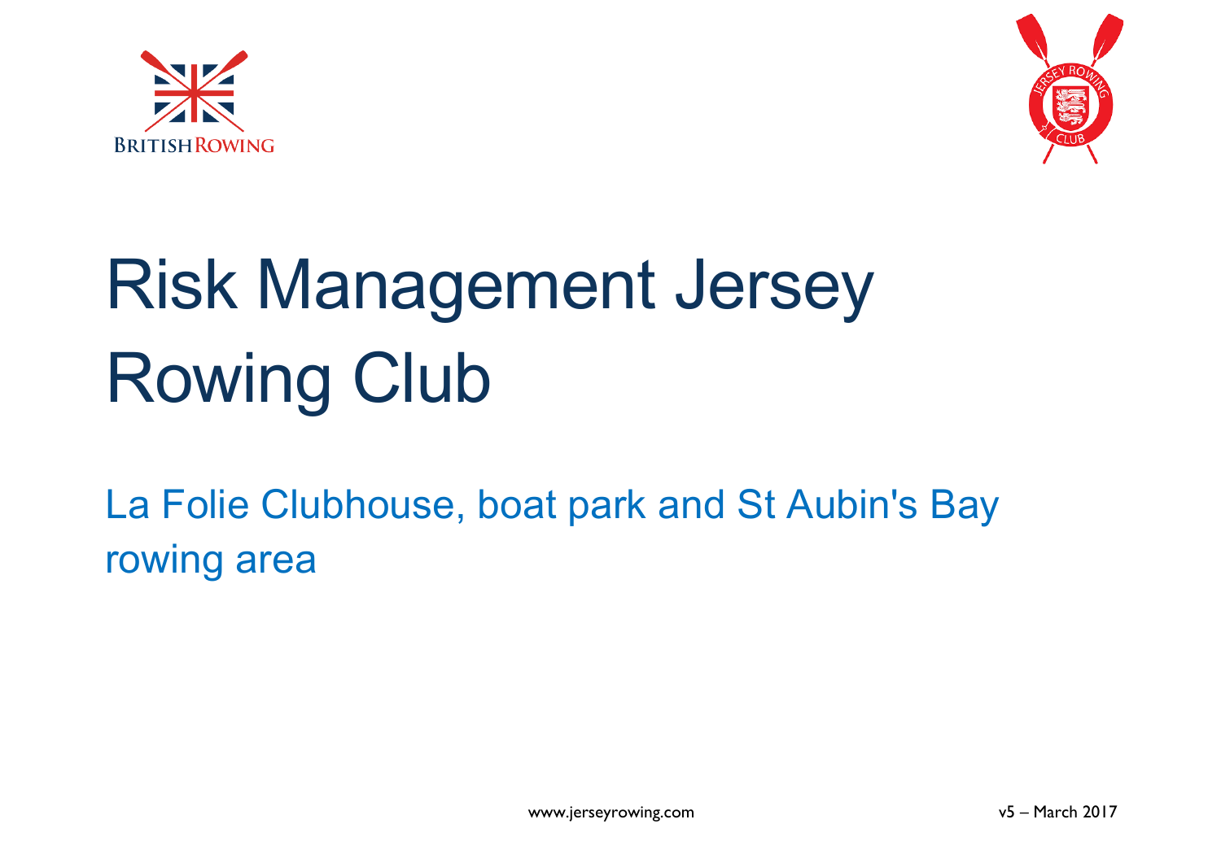# Risk Management Jersey Rowing Club

La Folie Clubhouse, boat park and St Aubin's Bay rowing area

www.jerseyrowing.com

v5 – March 2017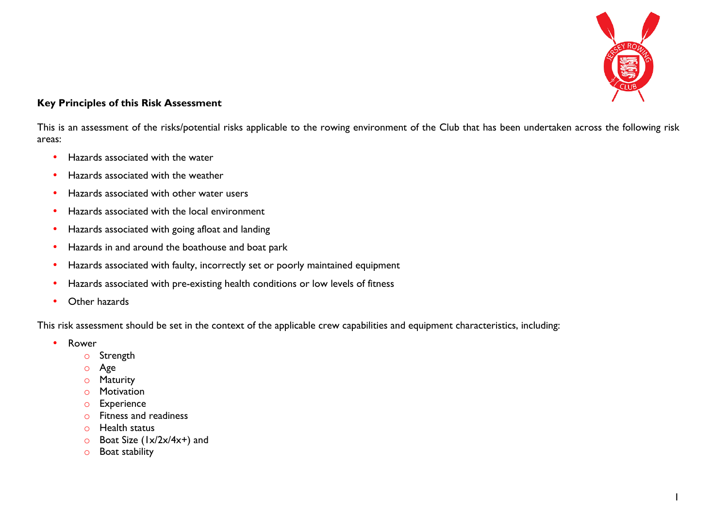**Key Principles of this Risk Assessment**

This is an assessment of the risks/potential risks applicable to the rowing environment of the Club that has been undertaken across the following risk areas:

- Hazards associated with the water
- Hazards associated with the weather
- Hazards associated with other water users
- Hazards associated with the local environment
- Hazards associated with going afloat and landing
- Hazards in and around the boathouse and boat park
- Hazards associated with faulty, incorrectly set or poorly maintained equipment
- Hazards associated with pre-existing health conditions or low levels of fitness
- Other hazards

This risk assessment should be set in the context of the applicable crew capabilities and equipment characteristics, including:

- Rower
  - Strength
  - Age
  - Maturity
  - Motivation
  - Experience
  - Fitness and readiness
  - Health status
  - Boat Size (1x/2x/4x+) and
  - Boat stability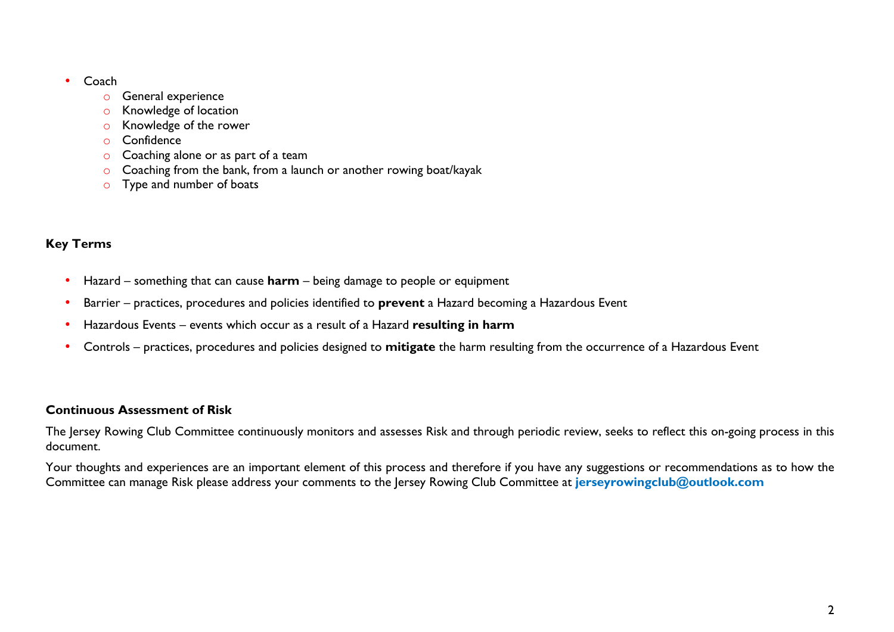- Coach
  - General experience
  - Knowledge of location
  - Knowledge of the rower
  - Confidence
  - Coaching alone or as part of a team
  - Coaching from the bank, from a launch or another rowing boat/kayak
  - Type and number of boats

**Key Terms**

- Hazard – something that can cause **harm** – being damage to people or equipment
- Barrier – practices, procedures and policies identified to **prevent** a Hazard becoming a Hazardous Event
- Hazardous Events – events which occur as a result of a Hazard **resulting in harm**
- Controls – practices, procedures and policies designed to **mitigate** the harm resulting from the occurrence of a Hazardous Event

**Continuous Assessment of Risk**

The Jersey Rowing Club Committee continuously monitors and assesses Risk and through periodic review, seeks to reflect this on-going process in this document.

Your thoughts and experiences are an important element of this process and therefore if you have any suggestions or recommendations as to how the Committee can manage Risk please address your comments to the Jersey Rowing Club Committee at **jerseyrowingclub@outlook.com**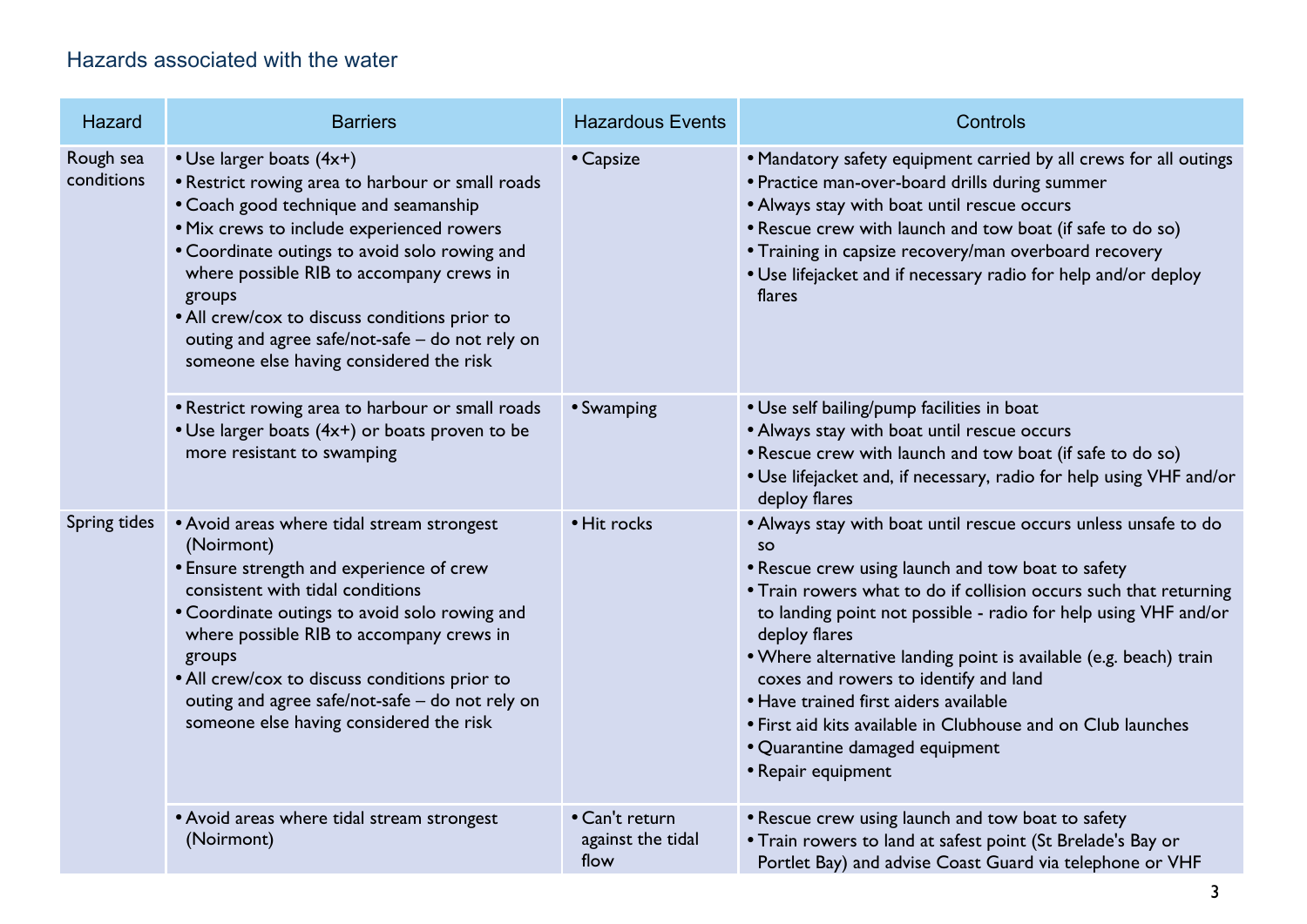## Hazards associated with the water

| Hazard | Barriers | Hazardous Events | Controls |
|---|---|---|---|
| Rough sea conditions | • Use larger boats (4x+)<br>• Restrict rowing area to harbour or small roads<br>• Coach good technique and seamanship<br>• Mix crews to include experienced rowers<br>• Coordinate outings to avoid solo rowing and where possible RIB to accompany crews in groups<br>• All crew/cox to discuss conditions prior to outing and agree safe/not-safe – do not rely on someone else having considered the risk | • Capsize | • Mandatory safety equipment carried by all crews for all outings<br>• Practice man-over-board drills during summer<br>• Always stay with boat until rescue occurs<br>• Rescue crew with launch and tow boat (if safe to do so)<br>• Training in capsize recovery/man overboard recovery<br>• Use lifejacket and if necessary radio for help and/or deploy flares |
| | • Restrict rowing area to harbour or small roads<br>• Use larger boats (4x+) or boats proven to be more resistant to swamping | • Swamping | • Use self bailing/pump facilities in boat<br>• Always stay with boat until rescue occurs<br>• Rescue crew with launch and tow boat (if safe to do so)<br>• Use lifejacket and, if necessary, radio for help using VHF and/or deploy flares |
| Spring tides | • Avoid areas where tidal stream strongest (Noirmont)<br>• Ensure strength and experience of crew consistent with tidal conditions<br>• Coordinate outings to avoid solo rowing and where possible RIB to accompany crews in groups<br>• All crew/cox to discuss conditions prior to outing and agree safe/not-safe – do not rely on someone else having considered the risk | • Hit rocks | • Always stay with boat until rescue occurs unless unsafe to do so<br>• Rescue crew using launch and tow boat to safety<br>• Train rowers what to do if collision occurs such that returning to landing point not possible - radio for help using VHF and/or deploy flares<br>• Where alternative landing point is available (e.g. beach) train coxes and rowers to identify and land<br>• Have trained first aiders available<br>• First aid kits available in Clubhouse and on Club launches<br>• Quarantine damaged equipment<br>• Repair equipment |
| | • Avoid areas where tidal stream strongest (Noirmont) | • Can't return against the tidal flow | • Rescue crew using launch and tow boat to safety<br>• Train rowers to land at safest point (St Brelade's Bay or Portlet Bay) and advise Coast Guard via telephone or VHF |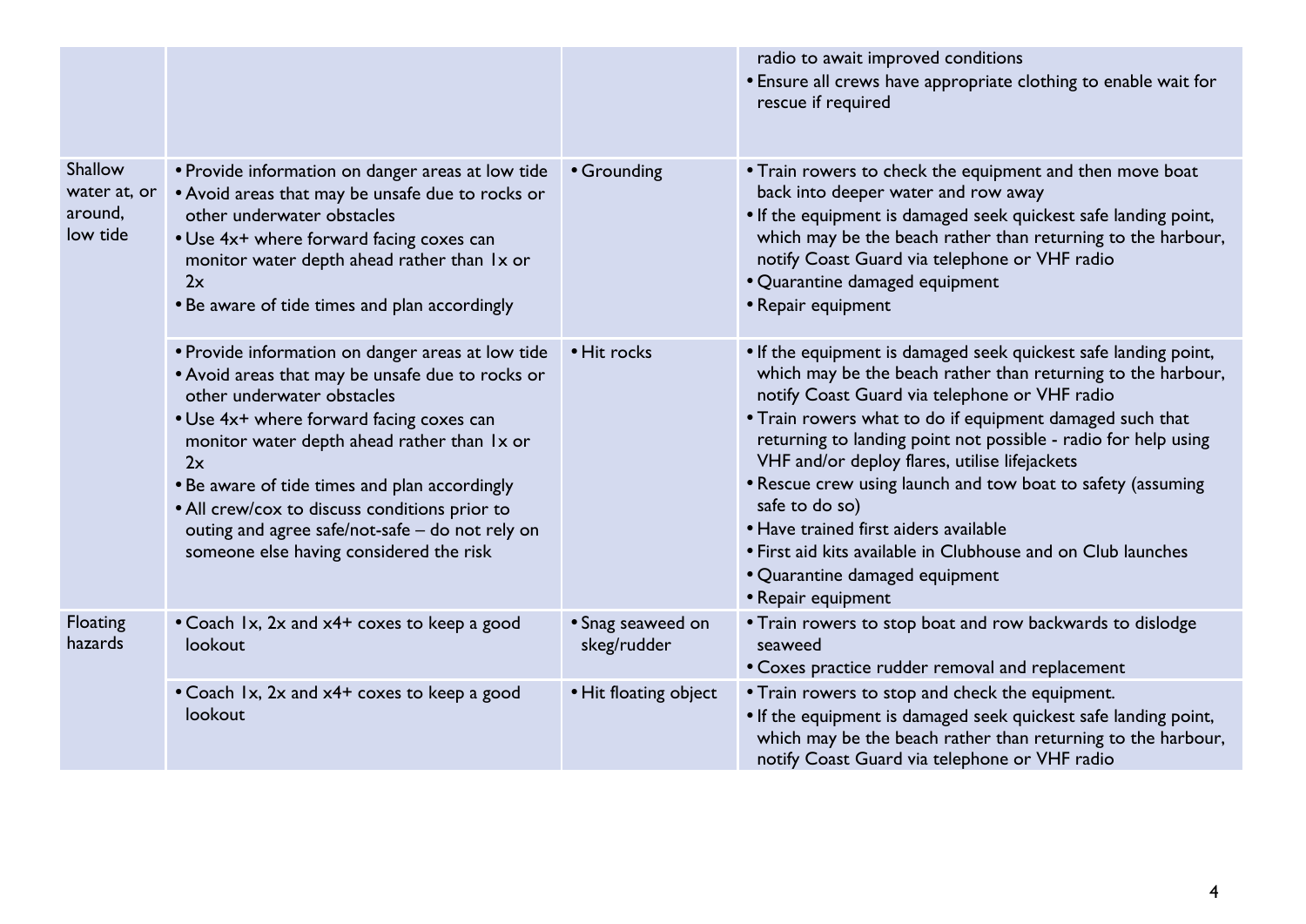| | | | |
|---|---|---|---|
| | | | radio to await improved conditions<br>• Ensure all crews have appropriate clothing to enable wait for rescue if required |
| Shallow water at, or around, low tide | • Provide information on danger areas at low tide<br>• Avoid areas that may be unsafe due to rocks or other underwater obstacles<br>• Use 4x+ where forward facing coxes can monitor water depth ahead rather than 1x or 2x<br>• Be aware of tide times and plan accordingly | • Grounding | • Train rowers to check the equipment and then move boat back into deeper water and row away<br>• If the equipment is damaged seek quickest safe landing point, which may be the beach rather than returning to the harbour, notify Coast Guard via telephone or VHF radio<br>• Quarantine damaged equipment<br>• Repair equipment |
| | • Provide information on danger areas at low tide<br>• Avoid areas that may be unsafe due to rocks or other underwater obstacles<br>• Use 4x+ where forward facing coxes can monitor water depth ahead rather than 1x or 2x<br>• Be aware of tide times and plan accordingly<br>• All crew/cox to discuss conditions prior to outing and agree safe/not-safe – do not rely on someone else having considered the risk | • Hit rocks | • If the equipment is damaged seek quickest safe landing point, which may be the beach rather than returning to the harbour, notify Coast Guard via telephone or VHF radio<br>• Train rowers what to do if equipment damaged such that returning to landing point not possible - radio for help using VHF and/or deploy flares, utilise lifejackets<br>• Rescue crew using launch and tow boat to safety (assuming safe to do so)<br>• Have trained first aiders available<br>• First aid kits available in Clubhouse and on Club launches<br>• Quarantine damaged equipment<br>• Repair equipment |
| Floating hazards | • Coach 1x, 2x and x4+ coxes to keep a good lookout | • Snag seaweed on skeg/rudder | • Train rowers to stop boat and row backwards to dislodge seaweed<br>• Coxes practice rudder removal and replacement |
| | • Coach 1x, 2x and x4+ coxes to keep a good lookout | • Hit floating object | • Train rowers to stop and check the equipment.<br>• If the equipment is damaged seek quickest safe landing point, which may be the beach rather than returning to the harbour, notify Coast Guard via telephone or VHF radio |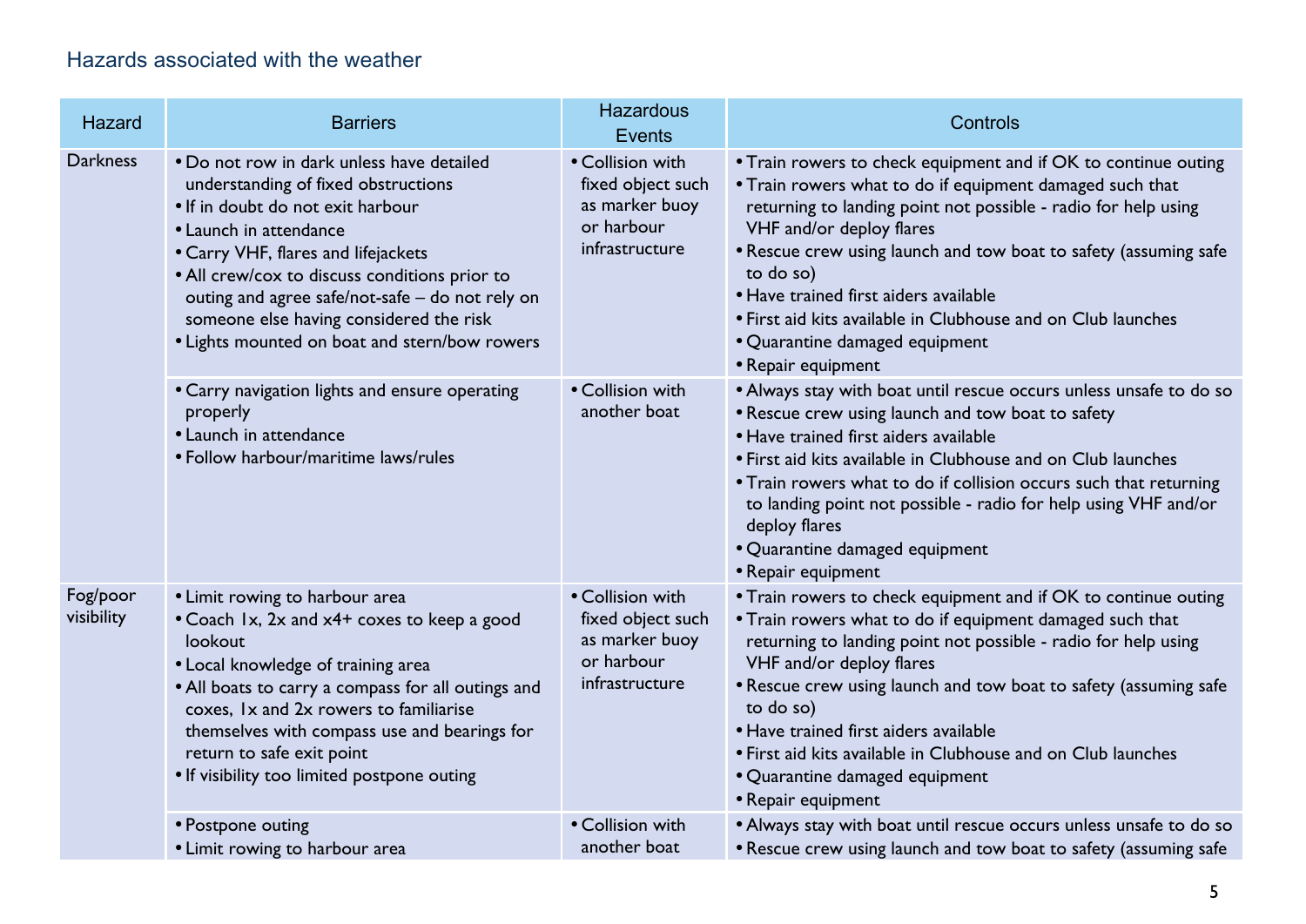## Hazards associated with the weather

| Hazard | Barriers | Hazardous Events | Controls |
|---|---|---|---|
| Darkness | • Do not row in dark unless have detailed understanding of fixed obstructions<br>• If in doubt do not exit harbour<br>• Launch in attendance<br>• Carry VHF, flares and lifejackets<br>• All crew/cox to discuss conditions prior to outing and agree safe/not-safe – do not rely on someone else having considered the risk<br>• Lights mounted on boat and stern/bow rowers | • Collision with fixed object such as marker buoy or harbour infrastructure | • Train rowers to check equipment and if OK to continue outing<br>• Train rowers what to do if equipment damaged such that returning to landing point not possible - radio for help using VHF and/or deploy flares<br>• Rescue crew using launch and tow boat to safety (assuming safe to do so)<br>• Have trained first aiders available<br>• First aid kits available in Clubhouse and on Club launches<br>• Quarantine damaged equipment<br>• Repair equipment |
| | • Carry navigation lights and ensure operating properly<br>• Launch in attendance<br>• Follow harbour/maritime laws/rules | • Collision with another boat | • Always stay with boat until rescue occurs unless unsafe to do so<br>• Rescue crew using launch and tow boat to safety<br>• Have trained first aiders available<br>• First aid kits available in Clubhouse and on Club launches<br>• Train rowers what to do if collision occurs such that returning to landing point not possible - radio for help using VHF and/or deploy flares<br>• Quarantine damaged equipment<br>• Repair equipment |
| Fog/poor visibility | • Limit rowing to harbour area<br>• Coach 1x, 2x and x4+ coxes to keep a good lookout<br>• Local knowledge of training area<br>• All boats to carry a compass for all outings and coxes, 1x and 2x rowers to familiarise themselves with compass use and bearings for return to safe exit point<br>• If visibility too limited postpone outing | • Collision with fixed object such as marker buoy or harbour infrastructure | • Train rowers to check equipment and if OK to continue outing<br>• Train rowers what to do if equipment damaged such that returning to landing point not possible - radio for help using VHF and/or deploy flares<br>• Rescue crew using launch and tow boat to safety (assuming safe to do so)<br>• Have trained first aiders available<br>• First aid kits available in Clubhouse and on Club launches<br>• Quarantine damaged equipment<br>• Repair equipment |
| | • Postpone outing<br>• Limit rowing to harbour area | • Collision with another boat | • Always stay with boat until rescue occurs unless unsafe to do so<br>• Rescue crew using launch and tow boat to safety (assuming safe |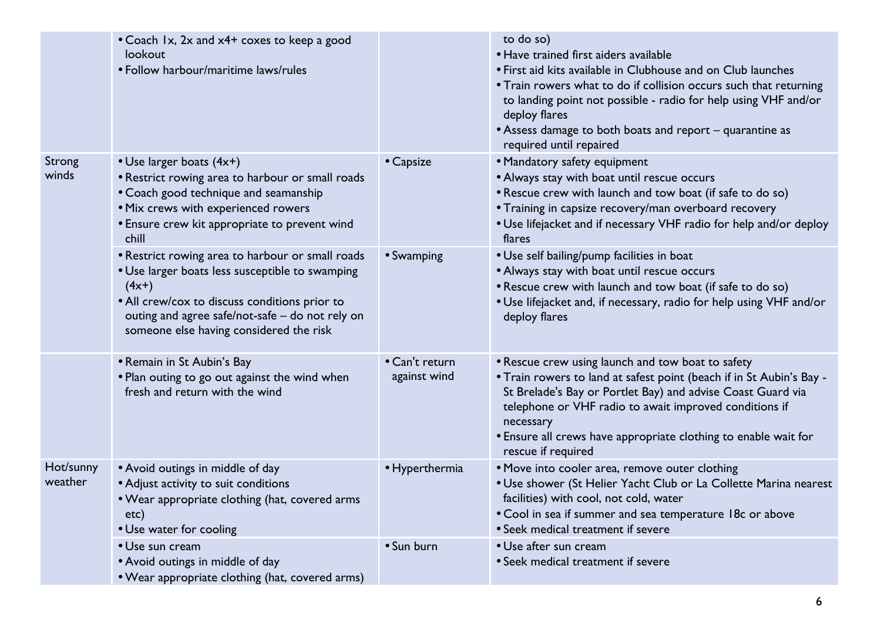| | | | |
|---|---|---|---|
| | • Coach 1x, 2x and x4+ coxes to keep a good lookout<br>• Follow harbour/maritime laws/rules | | to do so)<br>• Have trained first aiders available<br>• First aid kits available in Clubhouse and on Club launches<br>• Train rowers what to do if collision occurs such that returning to landing point not possible - radio for help using VHF and/or deploy flares<br>• Assess damage to both boats and report – quarantine as required until repaired |
| Strong winds | • Use larger boats (4x+)<br>• Restrict rowing area to harbour or small roads<br>• Coach good technique and seamanship<br>• Mix crews with experienced rowers<br>• Ensure crew kit appropriate to prevent wind chill | • Capsize | • Mandatory safety equipment<br>• Always stay with boat until rescue occurs<br>• Rescue crew with launch and tow boat (if safe to do so)<br>• Training in capsize recovery/man overboard recovery<br>• Use lifejacket and if necessary VHF radio for help and/or deploy flares |
| | • Restrict rowing area to harbour or small roads<br>• Use larger boats less susceptible to swamping (4x+)<br>• All crew/cox to discuss conditions prior to outing and agree safe/not-safe – do not rely on someone else having considered the risk | • Swamping | • Use self bailing/pump facilities in boat<br>• Always stay with boat until rescue occurs<br>• Rescue crew with launch and tow boat (if safe to do so)<br>• Use lifejacket and, if necessary, radio for help using VHF and/or deploy flares |
| | • Remain in St Aubin's Bay<br>• Plan outing to go out against the wind when fresh and return with the wind | • Can't return against wind | • Rescue crew using launch and tow boat to safety<br>• Train rowers to land at safest point (beach if in St Aubin's Bay - St Brelade's Bay or Portlet Bay) and advise Coast Guard via telephone or VHF radio to await improved conditions if necessary<br>• Ensure all crews have appropriate clothing to enable wait for rescue if required |
| Hot/sunny weather | • Avoid outings in middle of day<br>• Adjust activity to suit conditions<br>• Wear appropriate clothing (hat, covered arms etc)<br>• Use water for cooling | • Hyperthermia | • Move into cooler area, remove outer clothing<br>• Use shower (St Helier Yacht Club or La Collette Marina nearest facilities) with cool, not cold, water<br>• Cool in sea if summer and sea temperature 18c or above<br>• Seek medical treatment if severe |
| | • Use sun cream<br>• Avoid outings in middle of day<br>• Wear appropriate clothing (hat, covered arms) | • Sun burn | • Use after sun cream<br>• Seek medical treatment if severe |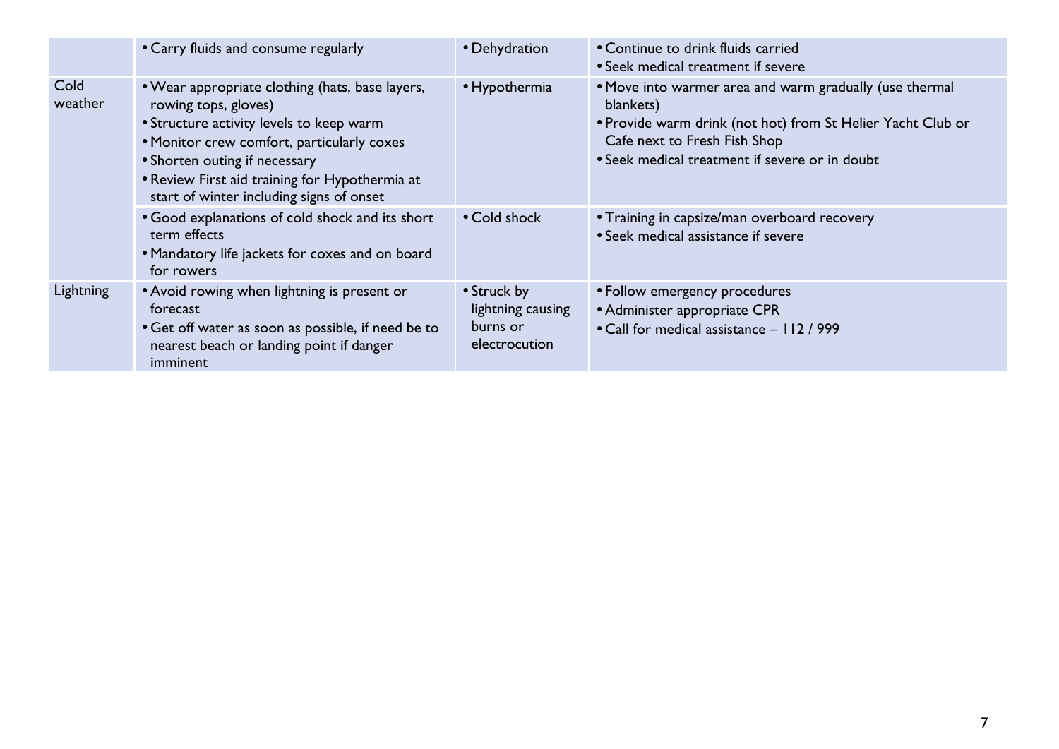| | | | |
|---|---|---|---|
| | • Carry fluids and consume regularly | • Dehydration | • Continue to drink fluids carried<br>• Seek medical treatment if severe |
| Cold weather | • Wear appropriate clothing (hats, base layers, rowing tops, gloves)<br>• Structure activity levels to keep warm<br>• Monitor crew comfort, particularly coxes<br>• Shorten outing if necessary<br>• Review First aid training for Hypothermia at start of winter including signs of onset | • Hypothermia | • Move into warmer area and warm gradually (use thermal blankets)<br>• Provide warm drink (not hot) from St Helier Yacht Club or Cafe next to Fresh Fish Shop<br>• Seek medical treatment if severe or in doubt |
| | • Good explanations of cold shock and its short term effects<br>• Mandatory life jackets for coxes and on board for rowers | • Cold shock | • Training in capsize/man overboard recovery<br>• Seek medical assistance if severe |
| Lightning | • Avoid rowing when lightning is present or forecast<br>• Get off water as soon as possible, if need be to nearest beach or landing point if danger imminent | • Struck by lightning causing burns or electrocution | • Follow emergency procedures<br>• Administer appropriate CPR<br>• Call for medical assistance – 112 / 999 |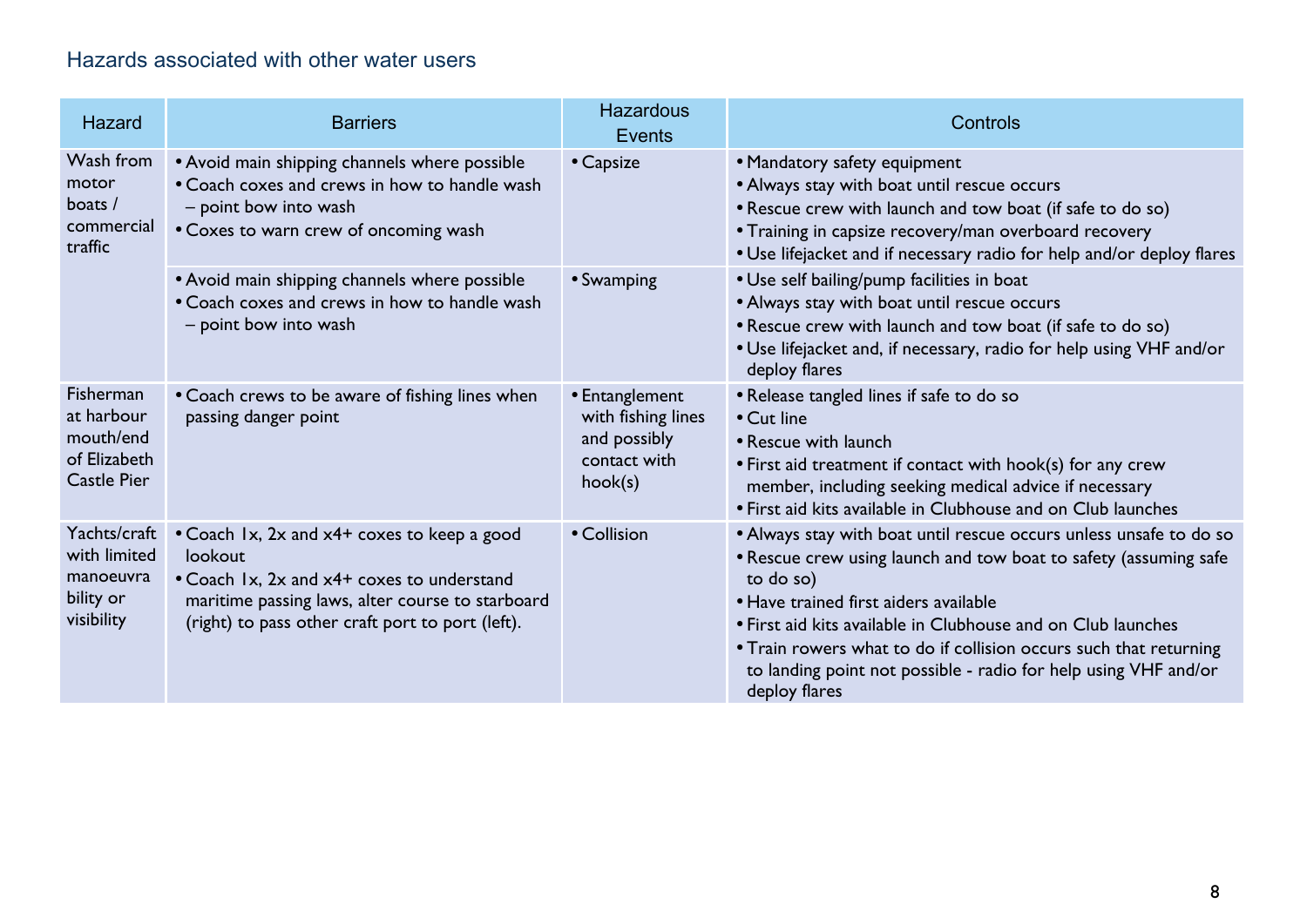## Hazards associated with other water users

| Hazard | Barriers | Hazardous Events | Controls |
|---|---|---|---|
| Wash from motor boats / commercial traffic | • Avoid main shipping channels where possible<br>• Coach coxes and crews in how to handle wash – point bow into wash<br>• Coxes to warn crew of oncoming wash | • Capsize | • Mandatory safety equipment<br>• Always stay with boat until rescue occurs<br>• Rescue crew with launch and tow boat (if safe to do so)<br>• Training in capsize recovery/man overboard recovery<br>• Use lifejacket and if necessary radio for help and/or deploy flares |
| | • Avoid main shipping channels where possible<br>• Coach coxes and crews in how to handle wash – point bow into wash | • Swamping | • Use self bailing/pump facilities in boat<br>• Always stay with boat until rescue occurs<br>• Rescue crew with launch and tow boat (if safe to do so)<br>• Use lifejacket and, if necessary, radio for help using VHF and/or deploy flares |
| Fisherman at harbour mouth/end of Elizabeth Castle Pier | • Coach crews to be aware of fishing lines when passing danger point | • Entanglement with fishing lines and possibly contact with hook(s) | • Release tangled lines if safe to do so<br>• Cut line<br>• Rescue with launch<br>• First aid treatment if contact with hook(s) for any crew member, including seeking medical advice if necessary<br>• First aid kits available in Clubhouse and on Club launches |
| Yachts/craft with limited manoeuvra bility or visibility | • Coach 1x, 2x and x4+ coxes to keep a good lookout<br>• Coach 1x, 2x and x4+ coxes to understand maritime passing laws, alter course to starboard (right) to pass other craft port to port (left). | • Collision | • Always stay with boat until rescue occurs unless unsafe to do so<br>• Rescue crew using launch and tow boat to safety (assuming safe to do so)<br>• Have trained first aiders available<br>• First aid kits available in Clubhouse and on Club launches<br>• Train rowers what to do if collision occurs such that returning to landing point not possible - radio for help using VHF and/or deploy flares |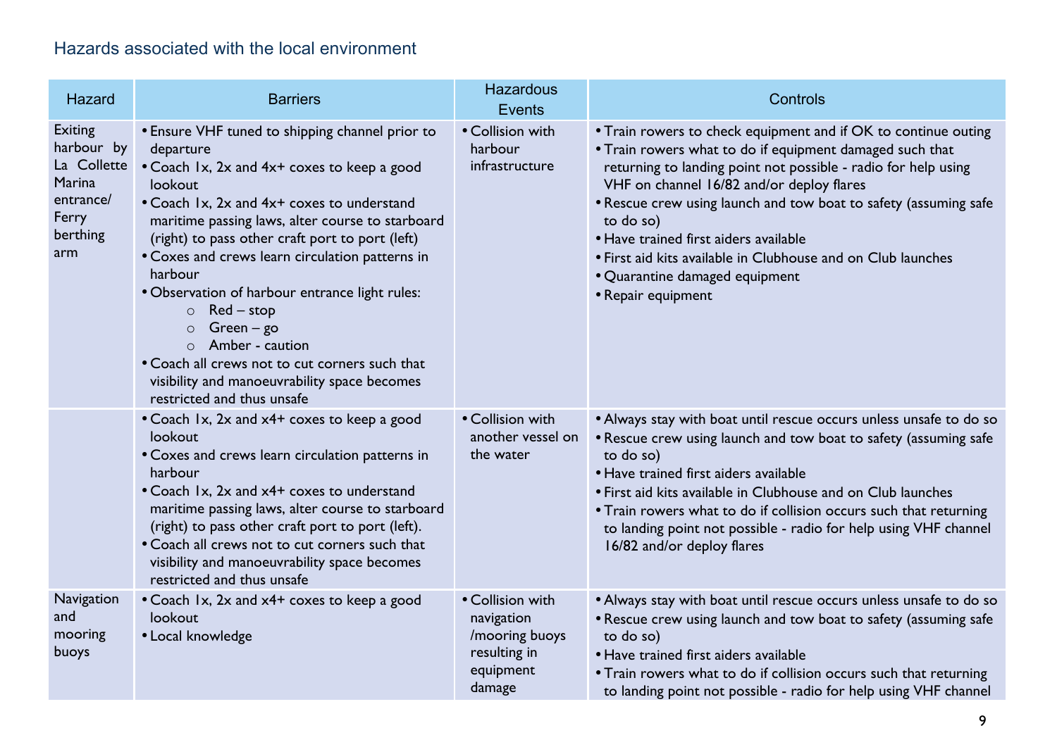## Hazards associated with the local environment

| Hazard | Barriers | Hazardous Events | Controls |
|---|---|---|---|
| Exiting harbour by La Collette Marina entrance/ Ferry berthing arm | • Ensure VHF tuned to shipping channel prior to departure<br>• Coach 1x, 2x and 4x+ coxes to keep a good lookout<br>• Coach 1x, 2x and 4x+ coxes to understand maritime passing laws, alter course to starboard (right) to pass other craft port to port (left)<br>• Coxes and crews learn circulation patterns in harbour<br>• Observation of harbour entrance light rules:<br>○ Red – stop<br>○ Green – go<br>○ Amber - caution<br>• Coach all crews not to cut corners such that visibility and manoeuvrability space becomes restricted and thus unsafe | • Collision with harbour infrastructure | • Train rowers to check equipment and if OK to continue outing<br>• Train rowers what to do if equipment damaged such that returning to landing point not possible - radio for help using VHF on channel 16/82 and/or deploy flares<br>• Rescue crew using launch and tow boat to safety (assuming safe to do so)<br>• Have trained first aiders available<br>• First aid kits available in Clubhouse and on Club launches<br>• Quarantine damaged equipment<br>• Repair equipment |
| | • Coach 1x, 2x and x4+ coxes to keep a good lookout<br>• Coxes and crews learn circulation patterns in harbour<br>• Coach 1x, 2x and x4+ coxes to understand maritime passing laws, alter course to starboard (right) to pass other craft port to port (left).<br>• Coach all crews not to cut corners such that visibility and manoeuvrability space becomes restricted and thus unsafe | • Collision with another vessel on the water | • Always stay with boat until rescue occurs unless unsafe to do so<br>• Rescue crew using launch and tow boat to safety (assuming safe to do so)<br>• Have trained first aiders available<br>• First aid kits available in Clubhouse and on Club launches<br>• Train rowers what to do if collision occurs such that returning to landing point not possible - radio for help using VHF channel 16/82 and/or deploy flares |
| Navigation and mooring buoys | • Coach 1x, 2x and x4+ coxes to keep a good lookout<br>• Local knowledge | • Collision with navigation /mooring buoys resulting in equipment damage | • Always stay with boat until rescue occurs unless unsafe to do so<br>• Rescue crew using launch and tow boat to safety (assuming safe to do so)<br>• Have trained first aiders available<br>• Train rowers what to do if collision occurs such that returning to landing point not possible - radio for help using VHF channel |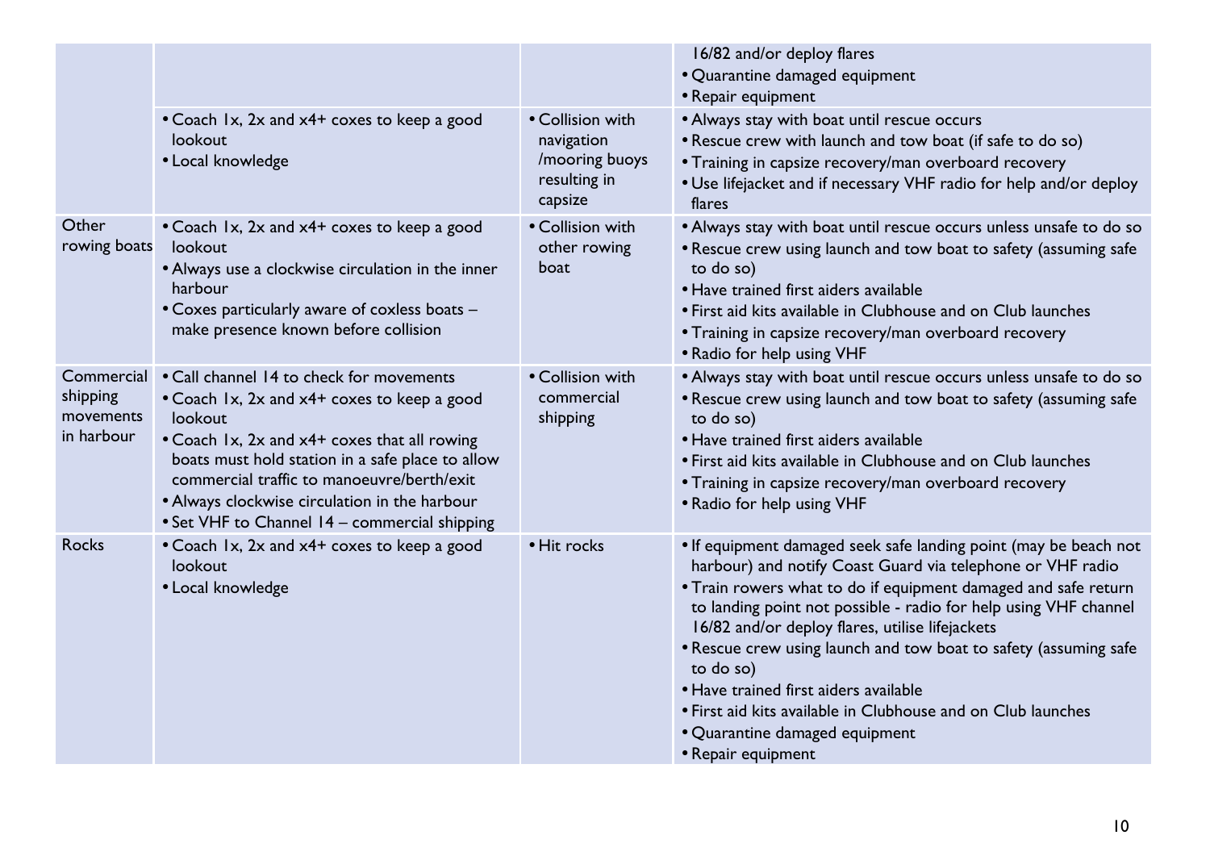| | | | |
|---|---|---|---|
| | | | 16/82 and/or deploy flares<br>• Quarantine damaged equipment<br>• Repair equipment |
| | • Coach 1x, 2x and x4+ coxes to keep a good lookout<br>• Local knowledge | • Collision with navigation /mooring buoys resulting in capsize | • Always stay with boat until rescue occurs<br>• Rescue crew with launch and tow boat (if safe to do so)<br>• Training in capsize recovery/man overboard recovery<br>• Use lifejacket and if necessary VHF radio for help and/or deploy flares |
| Other rowing boats | • Coach 1x, 2x and x4+ coxes to keep a good lookout<br>• Always use a clockwise circulation in the inner harbour<br>• Coxes particularly aware of coxless boats – make presence known before collision | • Collision with other rowing boat | • Always stay with boat until rescue occurs unless unsafe to do so<br>• Rescue crew using launch and tow boat to safety (assuming safe to do so)<br>• Have trained first aiders available<br>• First aid kits available in Clubhouse and on Club launches<br>• Training in capsize recovery/man overboard recovery<br>• Radio for help using VHF |
| Commercial shipping movements in harbour | • Call channel 14 to check for movements<br>• Coach 1x, 2x and x4+ coxes to keep a good lookout<br>• Coach 1x, 2x and x4+ coxes that all rowing boats must hold station in a safe place to allow commercial traffic to manoeuvre/berth/exit<br>• Always clockwise circulation in the harbour<br>• Set VHF to Channel 14 – commercial shipping | • Collision with commercial shipping | • Always stay with boat until rescue occurs unless unsafe to do so<br>• Rescue crew using launch and tow boat to safety (assuming safe to do so)<br>• Have trained first aiders available<br>• First aid kits available in Clubhouse and on Club launches<br>• Training in capsize recovery/man overboard recovery<br>• Radio for help using VHF |
| Rocks | • Coach 1x, 2x and x4+ coxes to keep a good lookout<br>• Local knowledge | • Hit rocks | • If equipment damaged seek safe landing point (may be beach not harbour) and notify Coast Guard via telephone or VHF radio<br>• Train rowers what to do if equipment damaged and safe return to landing point not possible - radio for help using VHF channel 16/82 and/or deploy flares, utilise lifejackets<br>• Rescue crew using launch and tow boat to safety (assuming safe to do so)<br>• Have trained first aiders available<br>• First aid kits available in Clubhouse and on Club launches<br>• Quarantine damaged equipment<br>• Repair equipment |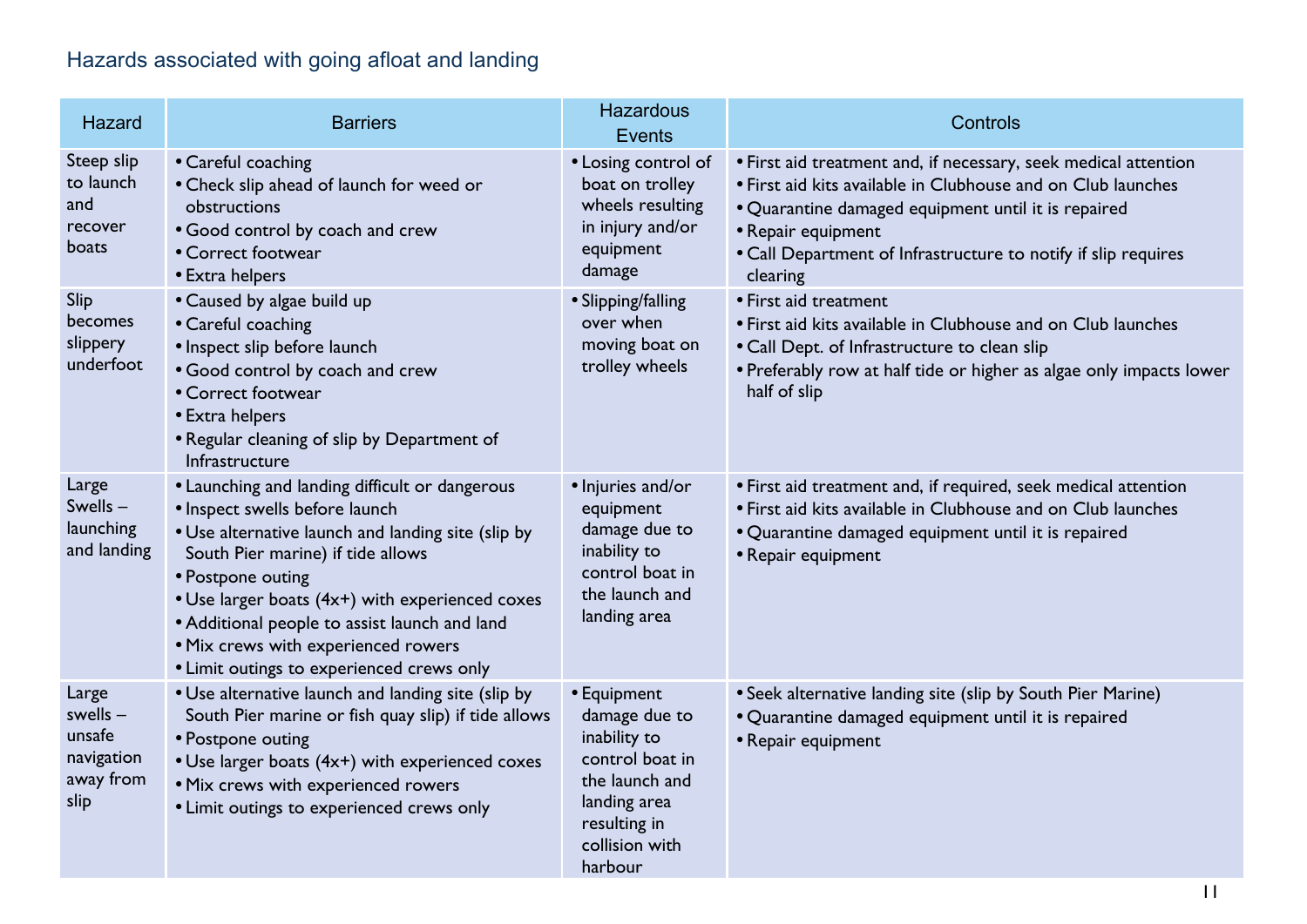## Hazards associated with going afloat and landing

| Hazard | Barriers | Hazardous Events | Controls |
|---|---|---|---|
| Steep slip to launch and recover boats | • Careful coaching<br>• Check slip ahead of launch for weed or obstructions<br>• Good control by coach and crew<br>• Correct footwear<br>• Extra helpers | • Losing control of boat on trolley wheels resulting in injury and/or equipment damage | • First aid treatment and, if necessary, seek medical attention<br>• First aid kits available in Clubhouse and on Club launches<br>• Quarantine damaged equipment until it is repaired<br>• Repair equipment<br>• Call Department of Infrastructure to notify if slip requires clearing |
| Slip becomes slippery underfoot | • Caused by algae build up<br>• Careful coaching<br>• Inspect slip before launch<br>• Good control by coach and crew<br>• Correct footwear<br>• Extra helpers<br>• Regular cleaning of slip by Department of Infrastructure | • Slipping/falling over when moving boat on trolley wheels | • First aid treatment<br>• First aid kits available in Clubhouse and on Club launches<br>• Call Dept. of Infrastructure to clean slip<br>• Preferably row at half tide or higher as algae only impacts lower half of slip |
| Large Swells – launching and landing | • Launching and landing difficult or dangerous<br>• Inspect swells before launch<br>• Use alternative launch and landing site (slip by South Pier marine) if tide allows<br>• Postpone outing<br>• Use larger boats (4x+) with experienced coxes<br>• Additional people to assist launch and land<br>• Mix crews with experienced rowers<br>• Limit outings to experienced crews only | • Injuries and/or equipment damage due to inability to control boat in the launch and landing area | • First aid treatment and, if required, seek medical attention<br>• First aid kits available in Clubhouse and on Club launches<br>• Quarantine damaged equipment until it is repaired<br>• Repair equipment |
| Large swells – unsafe navigation away from slip | • Use alternative launch and landing site (slip by South Pier marine or fish quay slip) if tide allows<br>• Postpone outing<br>• Use larger boats (4x+) with experienced coxes<br>• Mix crews with experienced rowers<br>• Limit outings to experienced crews only | • Equipment damage due to inability to control boat in the launch and landing area resulting in collision with harbour | • Seek alternative landing site (slip by South Pier Marine)<br>• Quarantine damaged equipment until it is repaired<br>• Repair equipment |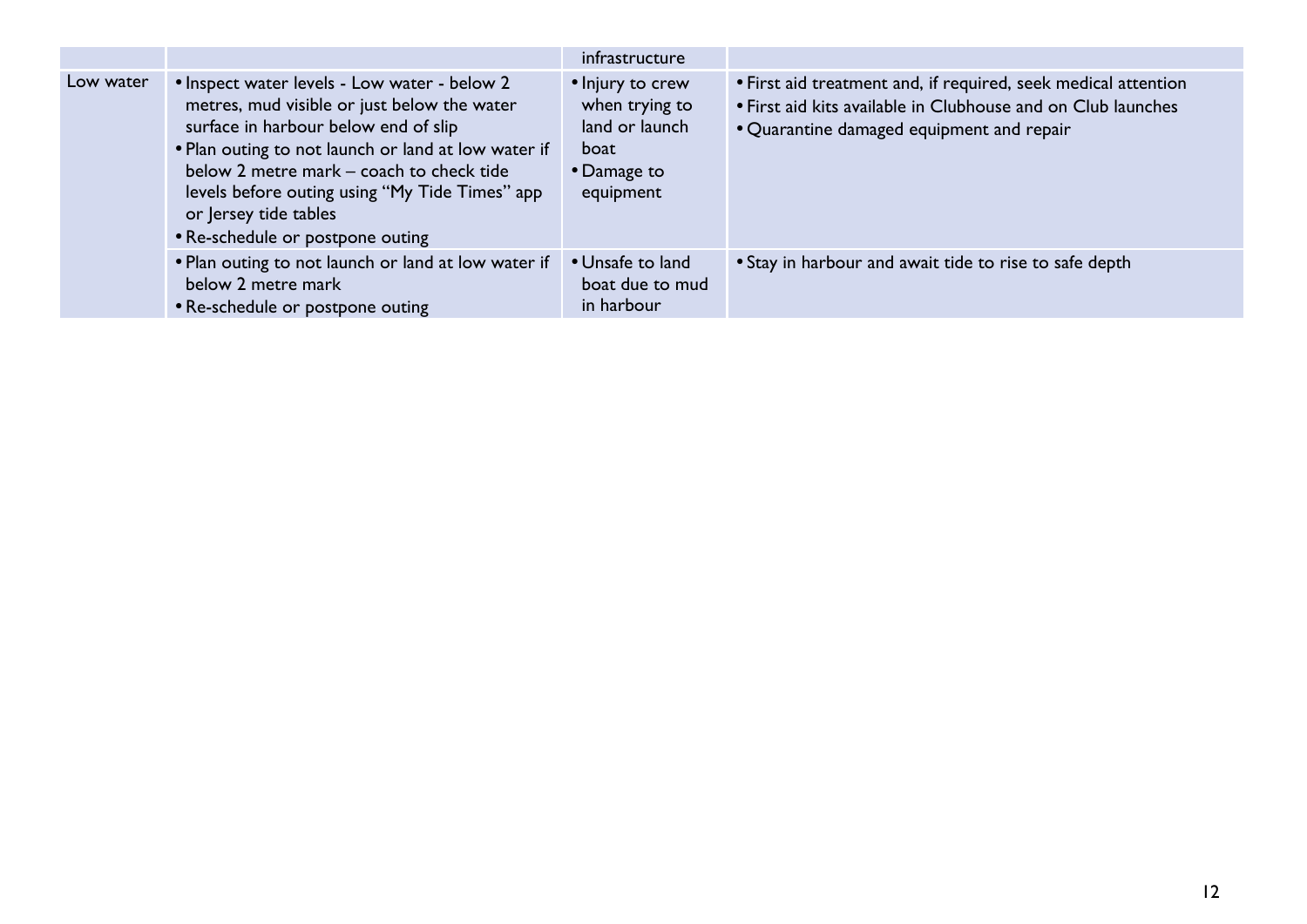| | | | |
|---|---|---|---|
| | | infrastructure | |
| Low water | • Inspect water levels - Low water - below 2 metres, mud visible or just below the water surface in harbour below end of slip<br>• Plan outing to not launch or land at low water if below 2 metre mark – coach to check tide levels before outing using "My Tide Times" app or Jersey tide tables<br>• Re-schedule or postpone outing | • Injury to crew when trying to land or launch boat<br>• Damage to equipment | • First aid treatment and, if required, seek medical attention<br>• First aid kits available in Clubhouse and on Club launches<br>• Quarantine damaged equipment and repair |
| | • Plan outing to not launch or land at low water if below 2 metre mark<br>• Re-schedule or postpone outing | • Unsafe to land boat due to mud in harbour | • Stay in harbour and await tide to rise to safe depth |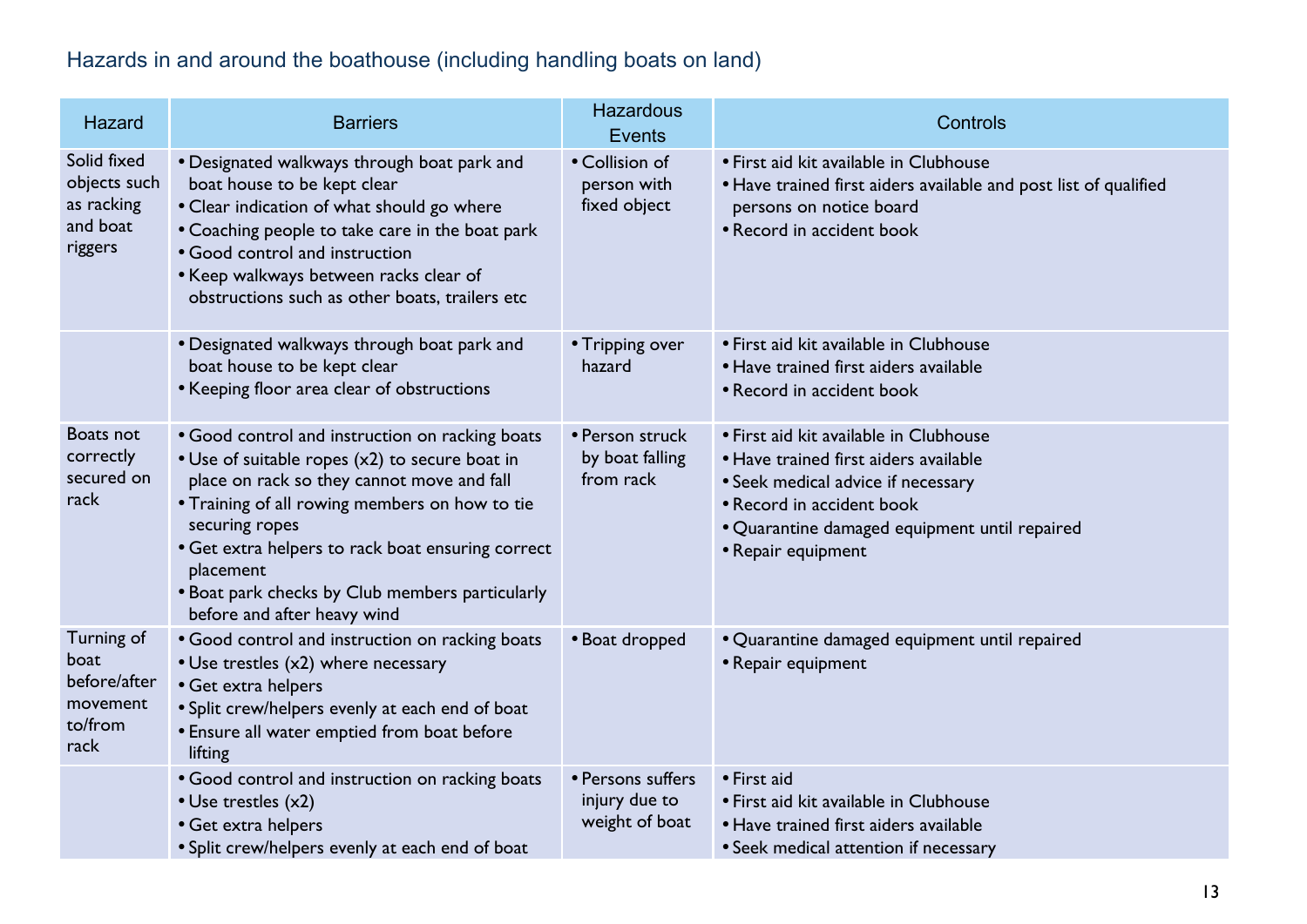## Hazards in and around the boathouse (including handling boats on land)

| Hazard | Barriers | Hazardous Events | Controls |
|---|---|---|---|
| Solid fixed objects such as racking and boat riggers | • Designated walkways through boat park and boat house to be kept clear<br>• Clear indication of what should go where<br>• Coaching people to take care in the boat park<br>• Good control and instruction<br>• Keep walkways between racks clear of obstructions such as other boats, trailers etc | • Collision of person with fixed object | • First aid kit available in Clubhouse<br>• Have trained first aiders available and post list of qualified persons on notice board<br>• Record in accident book |
| | • Designated walkways through boat park and boat house to be kept clear<br>• Keeping floor area clear of obstructions | • Tripping over hazard | • First aid kit available in Clubhouse<br>• Have trained first aiders available<br>• Record in accident book |
| Boats not correctly secured on rack | • Good control and instruction on racking boats<br>• Use of suitable ropes (x2) to secure boat in place on rack so they cannot move and fall<br>• Training of all rowing members on how to tie securing ropes<br>• Get extra helpers to rack boat ensuring correct placement<br>• Boat park checks by Club members particularly before and after heavy wind | • Person struck by boat falling from rack | • First aid kit available in Clubhouse<br>• Have trained first aiders available<br>• Seek medical advice if necessary<br>• Record in accident book<br>• Quarantine damaged equipment until repaired<br>• Repair equipment |
| Turning of boat before/after movement to/from rack | • Good control and instruction on racking boats<br>• Use trestles (x2) where necessary<br>• Get extra helpers<br>• Split crew/helpers evenly at each end of boat<br>• Ensure all water emptied from boat before lifting | • Boat dropped | • Quarantine damaged equipment until repaired<br>• Repair equipment |
| | • Good control and instruction on racking boats<br>• Use trestles (x2)<br>• Get extra helpers<br>• Split crew/helpers evenly at each end of boat | • Persons suffers injury due to weight of boat | • First aid<br>• First aid kit available in Clubhouse<br>• Have trained first aiders available<br>• Seek medical attention if necessary |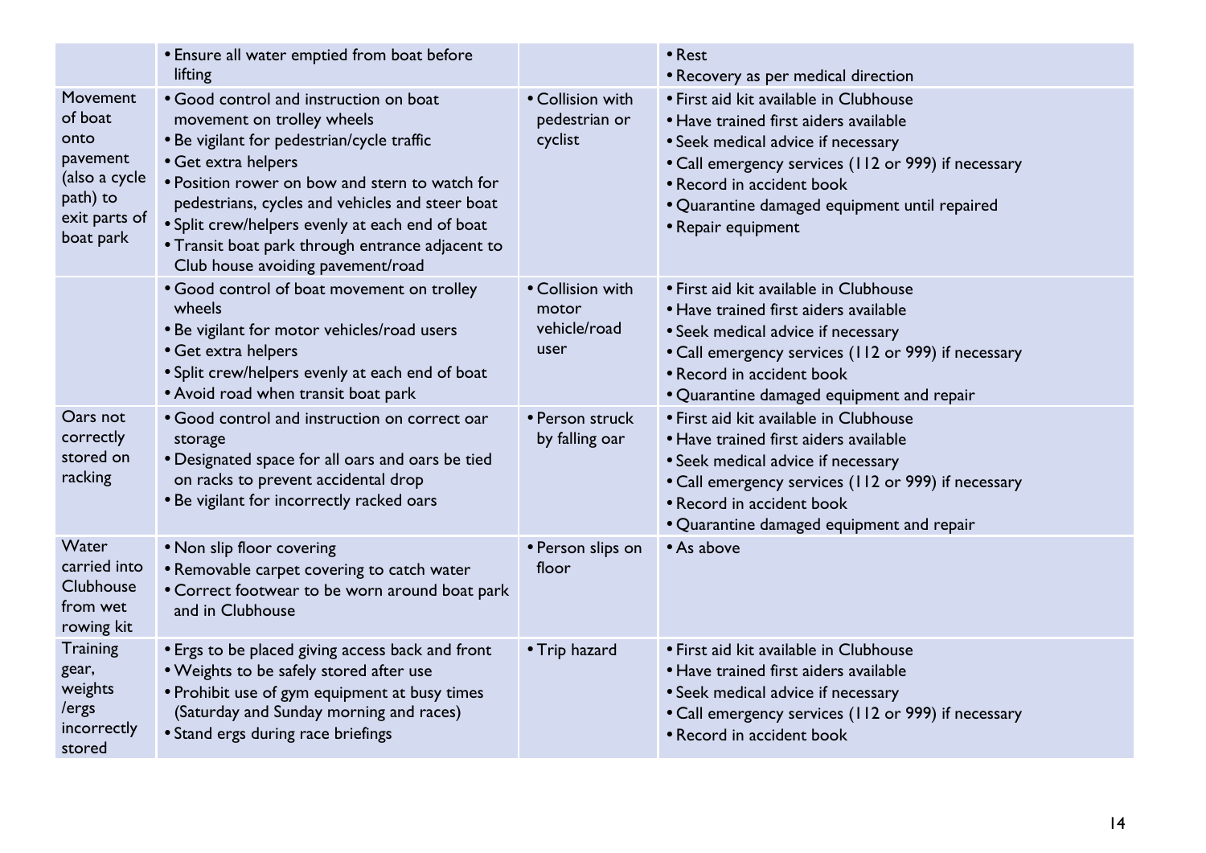| | | | |
|---|---|---|---|
| | • Ensure all water emptied from boat before lifting | | • Rest<br>• Recovery as per medical direction |
| Movement of boat onto pavement (also a cycle path) to exit parts of boat park | • Good control and instruction on boat movement on trolley wheels<br>• Be vigilant for pedestrian/cycle traffic<br>• Get extra helpers<br>• Position rower on bow and stern to watch for pedestrians, cycles and vehicles and steer boat<br>• Split crew/helpers evenly at each end of boat<br>• Transit boat park through entrance adjacent to Club house avoiding pavement/road | • Collision with pedestrian or cyclist | • First aid kit available in Clubhouse<br>• Have trained first aiders available<br>• Seek medical advice if necessary<br>• Call emergency services (112 or 999) if necessary<br>• Record in accident book<br>• Quarantine damaged equipment until repaired<br>• Repair equipment |
| | • Good control of boat movement on trolley wheels<br>• Be vigilant for motor vehicles/road users<br>• Get extra helpers<br>• Split crew/helpers evenly at each end of boat<br>• Avoid road when transit boat park | • Collision with motor vehicle/road user | • First aid kit available in Clubhouse<br>• Have trained first aiders available<br>• Seek medical advice if necessary<br>• Call emergency services (112 or 999) if necessary<br>• Record in accident book<br>• Quarantine damaged equipment and repair |
| Oars not correctly stored on racking | • Good control and instruction on correct oar storage<br>• Designated space for all oars and oars be tied on racks to prevent accidental drop<br>• Be vigilant for incorrectly racked oars | • Person struck by falling oar | • First aid kit available in Clubhouse<br>• Have trained first aiders available<br>• Seek medical advice if necessary<br>• Call emergency services (112 or 999) if necessary<br>• Record in accident book<br>• Quarantine damaged equipment and repair |
| Water carried into Clubhouse from wet rowing kit | • Non slip floor covering<br>• Removable carpet covering to catch water<br>• Correct footwear to be worn around boat park and in Clubhouse | • Person slips on floor | • As above |
| Training gear, weights /ergs incorrectly stored | • Ergs to be placed giving access back and front<br>• Weights to be safely stored after use<br>• Prohibit use of gym equipment at busy times (Saturday and Sunday morning and races)<br>• Stand ergs during race briefings | • Trip hazard | • First aid kit available in Clubhouse<br>• Have trained first aiders available<br>• Seek medical advice if necessary<br>• Call emergency services (112 or 999) if necessary<br>• Record in accident book |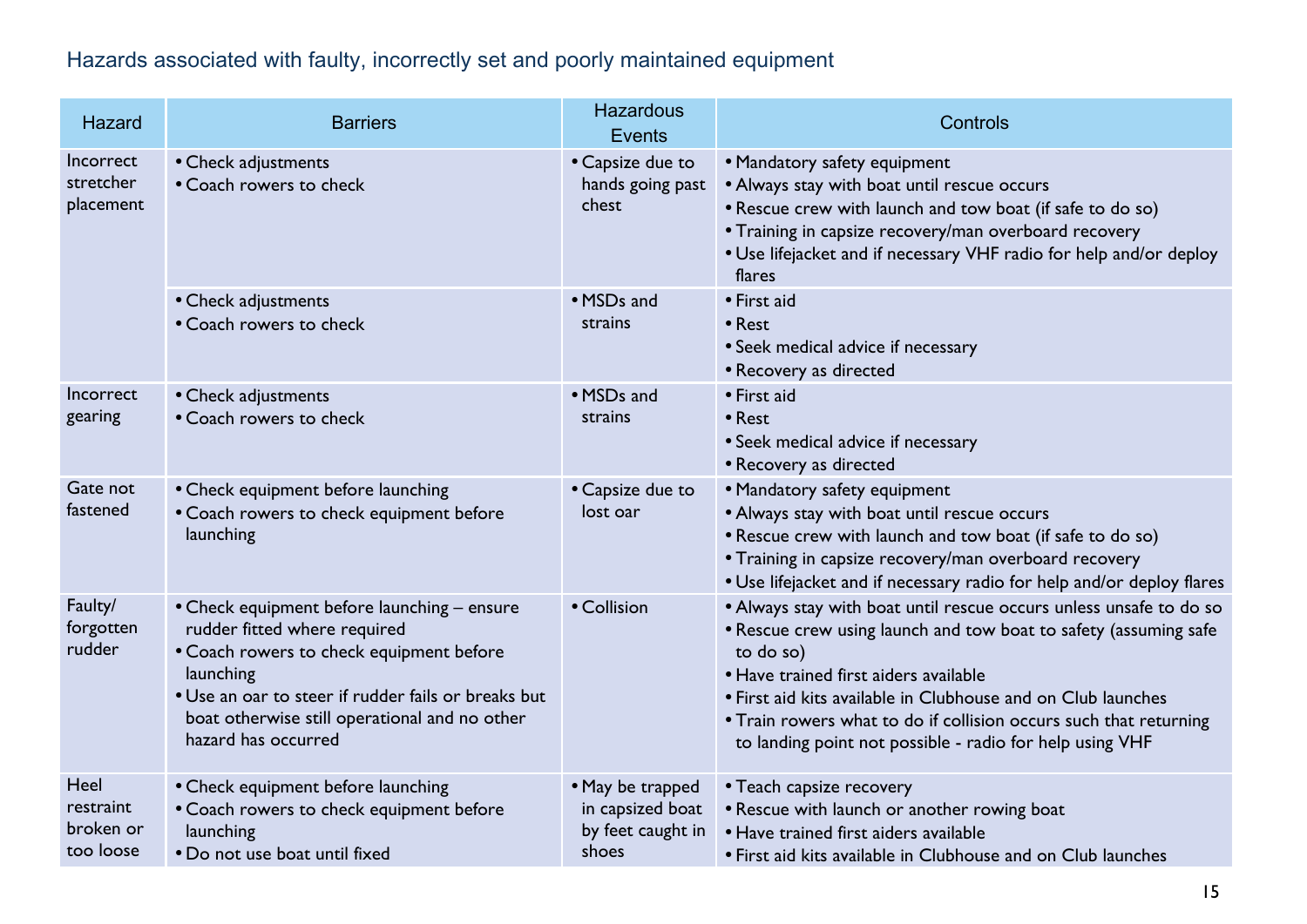## Hazards associated with faulty, incorrectly set and poorly maintained equipment

| Hazard | Barriers | Hazardous Events | Controls |
|---|---|---|---|
| Incorrect stretcher placement | • Check adjustments<br>• Coach rowers to check | • Capsize due to hands going past chest | • Mandatory safety equipment<br>• Always stay with boat until rescue occurs<br>• Rescue crew with launch and tow boat (if safe to do so)<br>• Training in capsize recovery/man overboard recovery<br>• Use lifejacket and if necessary VHF radio for help and/or deploy flares |
| | • Check adjustments<br>• Coach rowers to check | • MSDs and strains | • First aid<br>• Rest<br>• Seek medical advice if necessary<br>• Recovery as directed |
| Incorrect gearing | • Check adjustments<br>• Coach rowers to check | • MSDs and strains | • First aid<br>• Rest<br>• Seek medical advice if necessary<br>• Recovery as directed |
| Gate not fastened | • Check equipment before launching<br>• Coach rowers to check equipment before launching | • Capsize due to lost oar | • Mandatory safety equipment<br>• Always stay with boat until rescue occurs<br>• Rescue crew with launch and tow boat (if safe to do so)<br>• Training in capsize recovery/man overboard recovery<br>• Use lifejacket and if necessary radio for help and/or deploy flares |
| Faulty/ forgotten rudder | • Check equipment before launching – ensure rudder fitted where required<br>• Coach rowers to check equipment before launching<br>• Use an oar to steer if rudder fails or breaks but boat otherwise still operational and no other hazard has occurred | • Collision | • Always stay with boat until rescue occurs unless unsafe to do so<br>• Rescue crew using launch and tow boat to safety (assuming safe to do so)<br>• Have trained first aiders available<br>• First aid kits available in Clubhouse and on Club launches<br>• Train rowers what to do if collision occurs such that returning to landing point not possible - radio for help using VHF |
| Heel restraint broken or too loose | • Check equipment before launching<br>• Coach rowers to check equipment before launching<br>• Do not use boat until fixed | • May be trapped in capsized boat by feet caught in shoes | • Teach capsize recovery<br>• Rescue with launch or another rowing boat<br>• Have trained first aiders available<br>• First aid kits available in Clubhouse and on Club launches |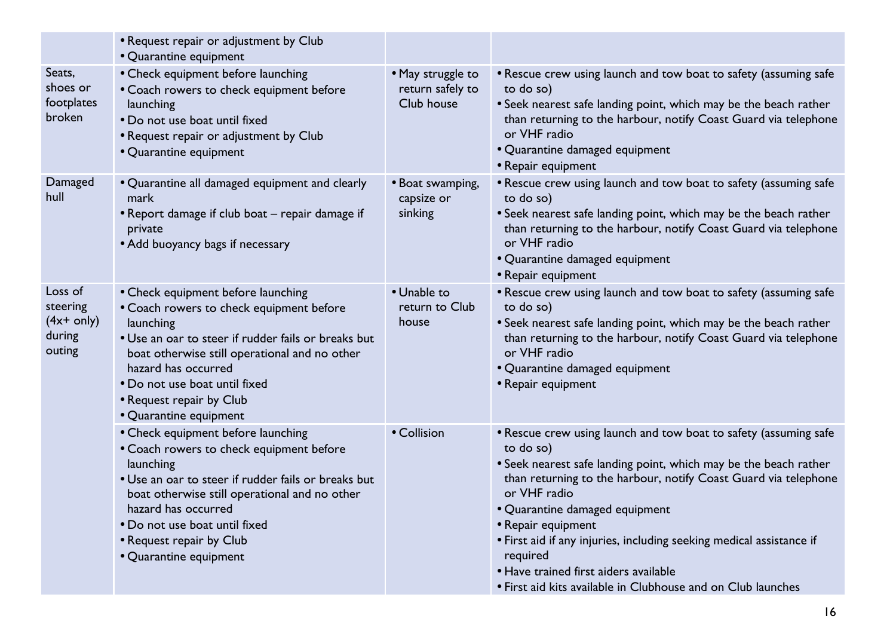| | | | |
|---|---|---|---|
| | • Request repair or adjustment by Club<br>• Quarantine equipment | | |
| Seats, shoes or footplates broken | • Check equipment before launching<br>• Coach rowers to check equipment before launching<br>• Do not use boat until fixed<br>• Request repair or adjustment by Club<br>• Quarantine equipment | • May struggle to return safely to Club house | • Rescue crew using launch and tow boat to safety (assuming safe to do so)<br>• Seek nearest safe landing point, which may be the beach rather than returning to the harbour, notify Coast Guard via telephone or VHF radio<br>• Quarantine damaged equipment<br>• Repair equipment |
| Damaged hull | • Quarantine all damaged equipment and clearly mark<br>• Report damage if club boat – repair damage if private<br>• Add buoyancy bags if necessary | • Boat swamping, capsize or sinking | • Rescue crew using launch and tow boat to safety (assuming safe to do so)<br>• Seek nearest safe landing point, which may be the beach rather than returning to the harbour, notify Coast Guard via telephone or VHF radio<br>• Quarantine damaged equipment<br>• Repair equipment |
| Loss of steering (4x+ only) during outing | • Check equipment before launching<br>• Coach rowers to check equipment before launching<br>• Use an oar to steer if rudder fails or breaks but boat otherwise still operational and no other hazard has occurred<br>• Do not use boat until fixed<br>• Request repair by Club<br>• Quarantine equipment | • Unable to return to Club house | • Rescue crew using launch and tow boat to safety (assuming safe to do so)<br>• Seek nearest safe landing point, which may be the beach rather than returning to the harbour, notify Coast Guard via telephone or VHF radio<br>• Quarantine damaged equipment<br>• Repair equipment |
| | • Check equipment before launching<br>• Coach rowers to check equipment before launching<br>• Use an oar to steer if rudder fails or breaks but boat otherwise still operational and no other hazard has occurred<br>• Do not use boat until fixed<br>• Request repair by Club<br>• Quarantine equipment | • Collision | • Rescue crew using launch and tow boat to safety (assuming safe to do so)<br>• Seek nearest safe landing point, which may be the beach rather than returning to the harbour, notify Coast Guard via telephone or VHF radio<br>• Quarantine damaged equipment<br>• Repair equipment<br>• First aid if any injuries, including seeking medical assistance if required<br>• Have trained first aiders available<br>• First aid kits available in Clubhouse and on Club launches |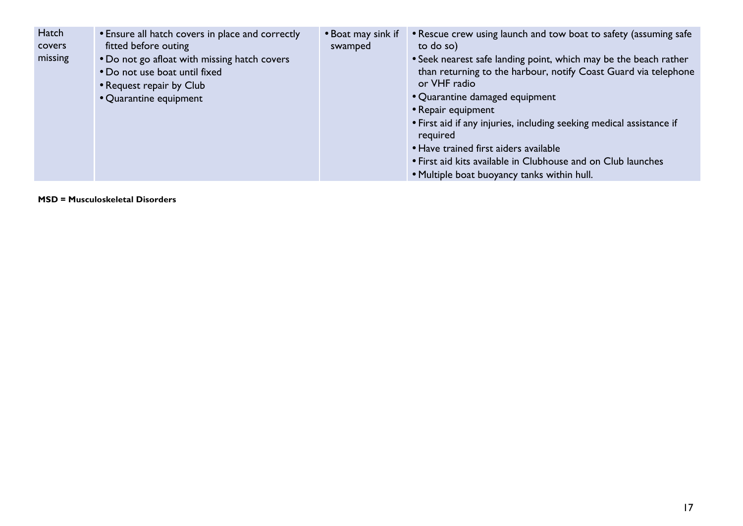| Hatch covers missing | • Ensure all hatch covers in place and correctly fitted before outing<br>• Do not go afloat with missing hatch covers<br>• Do not use boat until fixed<br>• Request repair by Club<br>• Quarantine equipment | • Boat may sink if swamped | • Rescue crew using launch and tow boat to safety (assuming safe to do so)<br>• Seek nearest safe landing point, which may be the beach rather than returning to the harbour, notify Coast Guard via telephone or VHF radio<br>• Quarantine damaged equipment<br>• Repair equipment<br>• First aid if any injuries, including seeking medical assistance if required<br>• Have trained first aiders available<br>• First aid kits available in Clubhouse and on Club launches<br>• Multiple boat buoyancy tanks within hull. |
|---|---|---|---|

**MSD = Musculoskeletal Disorders**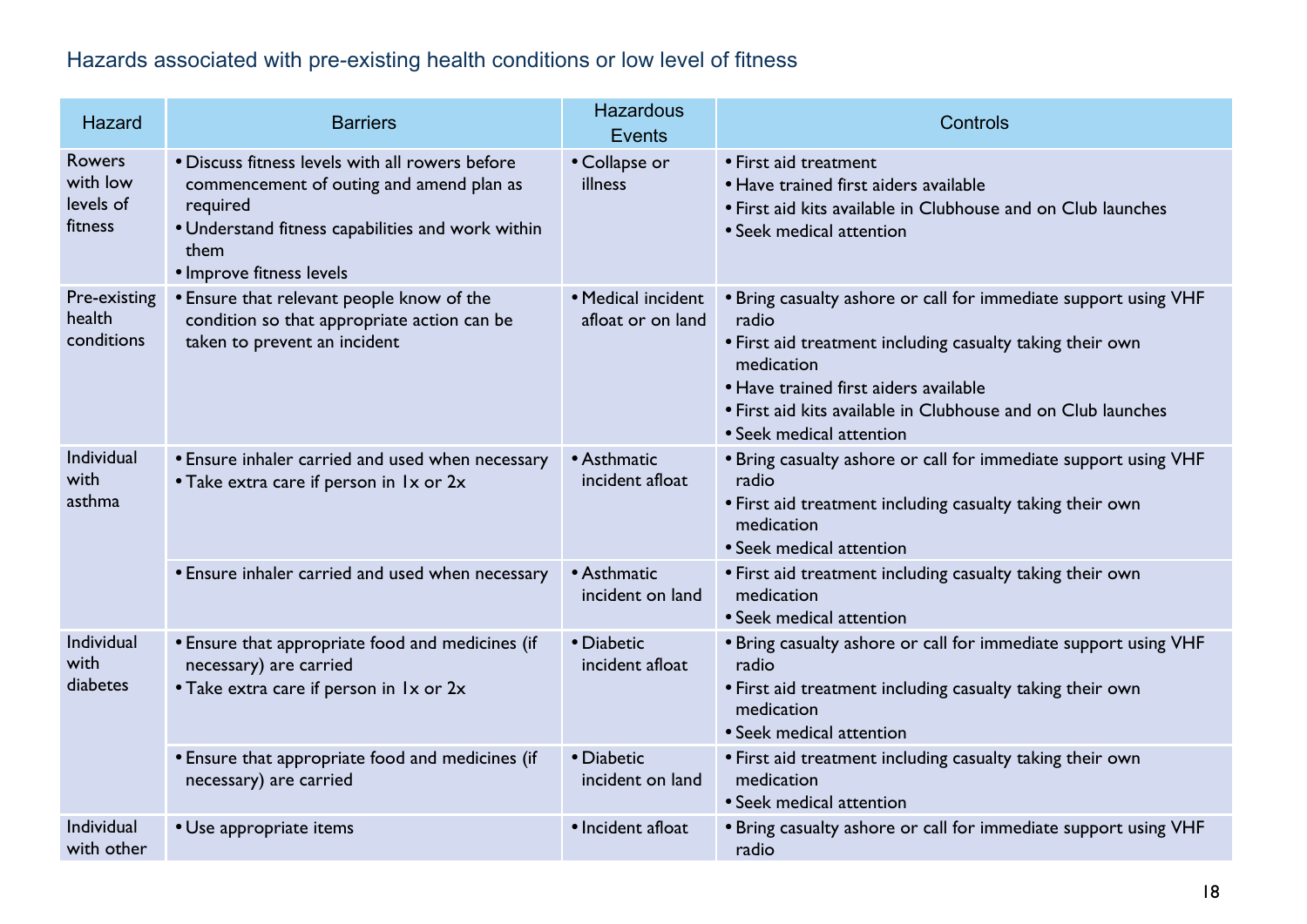## Hazards associated with pre-existing health conditions or low level of fitness

| Hazard | Barriers | Hazardous Events | Controls |
|---|---|---|---|
| Rowers with low levels of fitness | • Discuss fitness levels with all rowers before commencement of outing and amend plan as required<br>• Understand fitness capabilities and work within them<br>• Improve fitness levels | • Collapse or illness | • First aid treatment<br>• Have trained first aiders available<br>• First aid kits available in Clubhouse and on Club launches<br>• Seek medical attention |
| Pre-existing health conditions | • Ensure that relevant people know of the condition so that appropriate action can be taken to prevent an incident | • Medical incident afloat or on land | • Bring casualty ashore or call for immediate support using VHF radio<br>• First aid treatment including casualty taking their own medication<br>• Have trained first aiders available<br>• First aid kits available in Clubhouse and on Club launches<br>• Seek medical attention |
| Individual with asthma | • Ensure inhaler carried and used when necessary<br>• Take extra care if person in 1x or 2x | • Asthmatic incident afloat | • Bring casualty ashore or call for immediate support using VHF radio<br>• First aid treatment including casualty taking their own medication<br>• Seek medical attention |
| | • Ensure inhaler carried and used when necessary | • Asthmatic incident on land | • First aid treatment including casualty taking their own medication<br>• Seek medical attention |
| Individual with diabetes | • Ensure that appropriate food and medicines (if necessary) are carried<br>• Take extra care if person in 1x or 2x | • Diabetic incident afloat | • Bring casualty ashore or call for immediate support using VHF radio<br>• First aid treatment including casualty taking their own medication<br>• Seek medical attention |
| | • Ensure that appropriate food and medicines (if necessary) are carried | • Diabetic incident on land | • First aid treatment including casualty taking their own medication<br>• Seek medical attention |
| Individual with other | • Use appropriate items | • Incident afloat | • Bring casualty ashore or call for immediate support using VHF radio |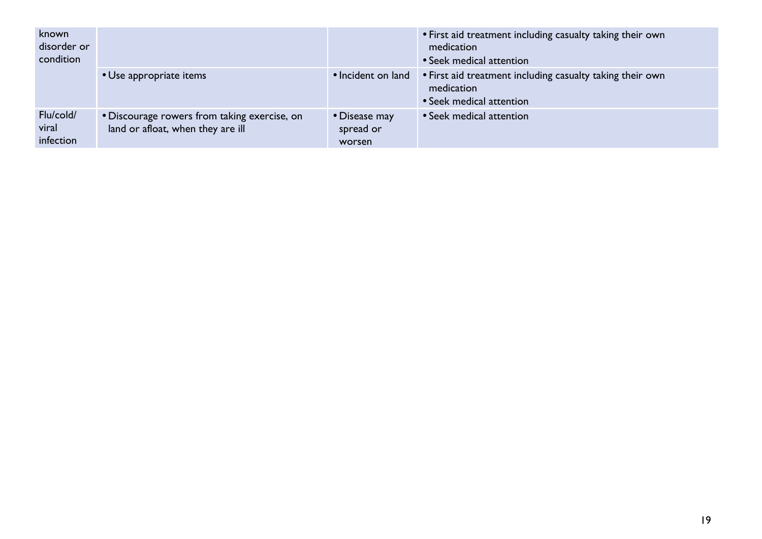| | | | |
|---|---|---|---|
| known disorder or condition | | | • First aid treatment including casualty taking their own medication<br>• Seek medical attention |
| | • Use appropriate items | • Incident on land | • First aid treatment including casualty taking their own medication<br>• Seek medical attention |
| Flu/cold/ viral infection | • Discourage rowers from taking exercise, on land or afloat, when they are ill | • Disease may spread or worsen | • Seek medical attention |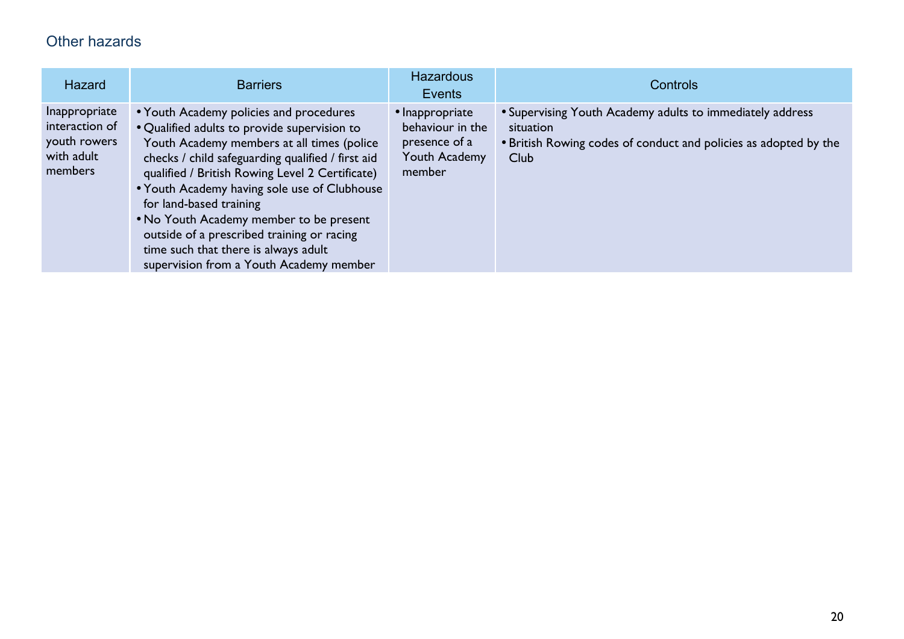## Other hazards

| Hazard | Barriers | Hazardous Events | Controls |
|---|---|---|---|
| Inappropriate interaction of youth rowers with adult members | • Youth Academy policies and procedures<br>• Qualified adults to provide supervision to Youth Academy members at all times (police checks / child safeguarding qualified / first aid qualified / British Rowing Level 2 Certificate)<br>• Youth Academy having sole use of Clubhouse for land-based training<br>• No Youth Academy member to be present outside of a prescribed training or racing time such that there is always adult supervision from a Youth Academy member | • Inappropriate behaviour in the presence of a Youth Academy member | • Supervising Youth Academy adults to immediately address situation<br>• British Rowing codes of conduct and policies as adopted by the Club |